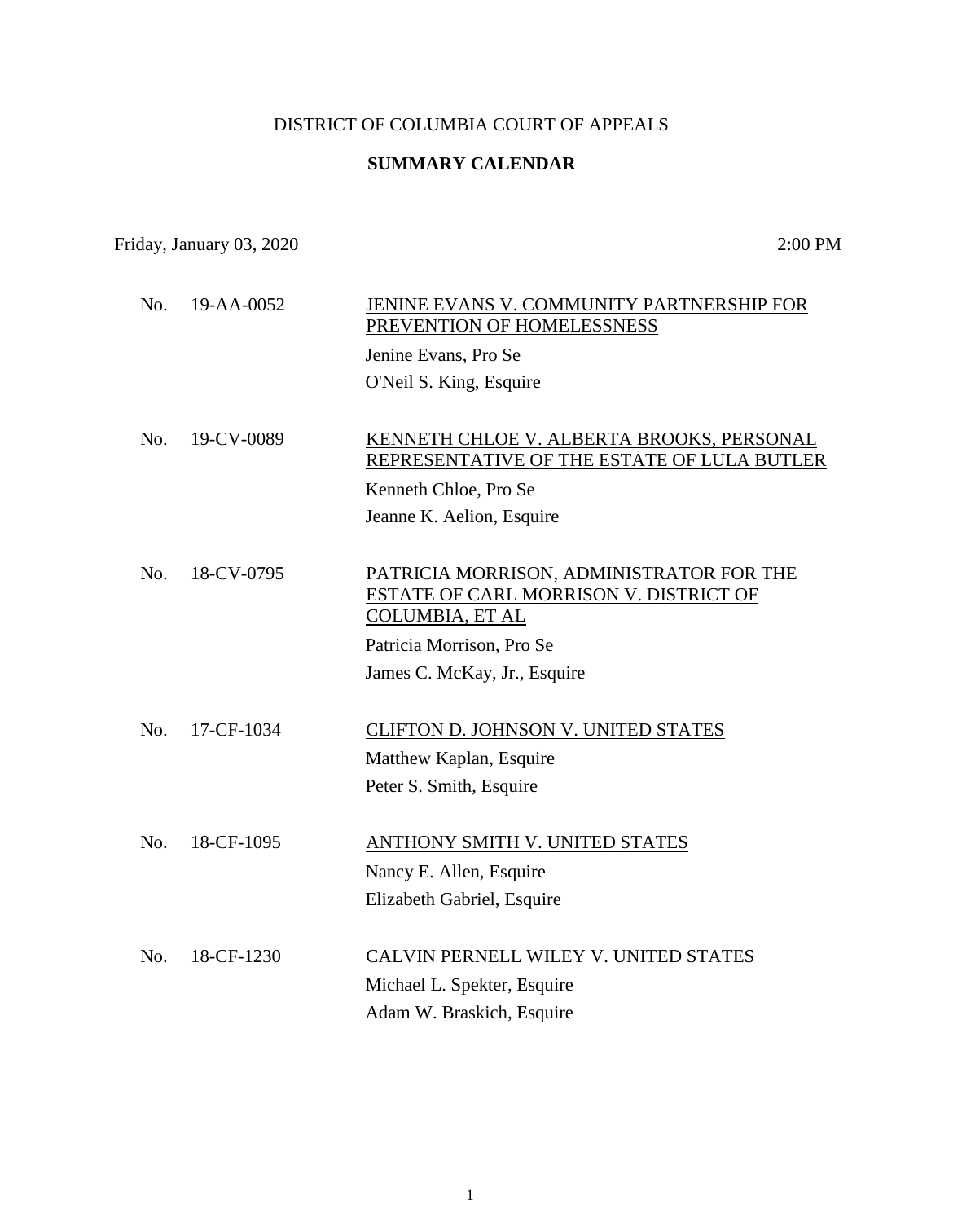DISTRICT OF COLUMBIA COURT OF APPEALS

**SUMMARY CALENDAR**

Friday, January 03, 2020 — 2:00 PM

No. 19-AA-0052 — JENINE EVANS V. COMMUNITY PARTNERSHIP FOR PREVENTION OF HOMELESSNESS

Jenine Evans, Pro Se

O'Neil S. King, Esquire

No. 19-CV-0089 — KENNETH CHLOE V. ALBERTA BROOKS, PERSONAL REPRESENTATIVE OF THE ESTATE OF LULA BUTLER

Kenneth Chloe, Pro Se

Jeanne K. Aelion, Esquire

No. 18-CV-0795 — PATRICIA MORRISON, ADMINISTRATOR FOR THE ESTATE OF CARL MORRISON V. DISTRICT OF COLUMBIA, ET AL

Patricia Morrison, Pro Se

James C. McKay, Jr., Esquire

No. 17-CF-1034 — CLIFTON D. JOHNSON V. UNITED STATES

Matthew Kaplan, Esquire

Peter S. Smith, Esquire

No. 18-CF-1095 — ANTHONY SMITH V. UNITED STATES

Nancy E. Allen, Esquire

Elizabeth Gabriel, Esquire

No. 18-CF-1230 — CALVIN PERNELL WILEY V. UNITED STATES

Michael L. Spekter, Esquire

Adam W. Braskich, Esquire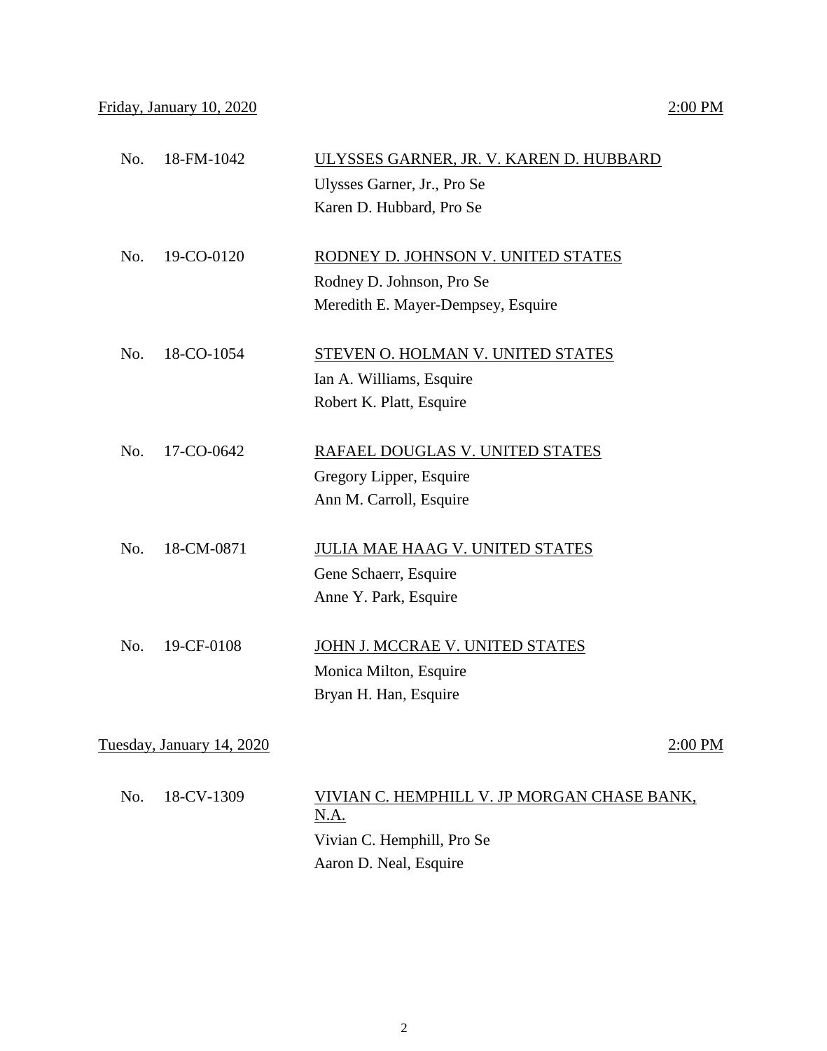Friday, January 10, 2020 — 2:00 PM

No. 18-FM-1042 — ULYSSES GARNER, JR. V. KAREN D. HUBBARD
Ulysses Garner, Jr., Pro Se
Karen D. Hubbard, Pro Se

No. 19-CO-0120 — RODNEY D. JOHNSON V. UNITED STATES
Rodney D. Johnson, Pro Se
Meredith E. Mayer-Dempsey, Esquire

No. 18-CO-1054 — STEVEN O. HOLMAN V. UNITED STATES
Ian A. Williams, Esquire
Robert K. Platt, Esquire

No. 17-CO-0642 — RAFAEL DOUGLAS V. UNITED STATES
Gregory Lipper, Esquire
Ann M. Carroll, Esquire

No. 18-CM-0871 — JULIA MAE HAAG V. UNITED STATES
Gene Schaerr, Esquire
Anne Y. Park, Esquire

No. 19-CF-0108 — JOHN J. MCCRAE V. UNITED STATES
Monica Milton, Esquire
Bryan H. Han, Esquire

Tuesday, January 14, 2020 — 2:00 PM

No. 18-CV-1309 — VIVIAN C. HEMPHILL V. JP MORGAN CHASE BANK, N.A.
Vivian C. Hemphill, Pro Se
Aaron D. Neal, Esquire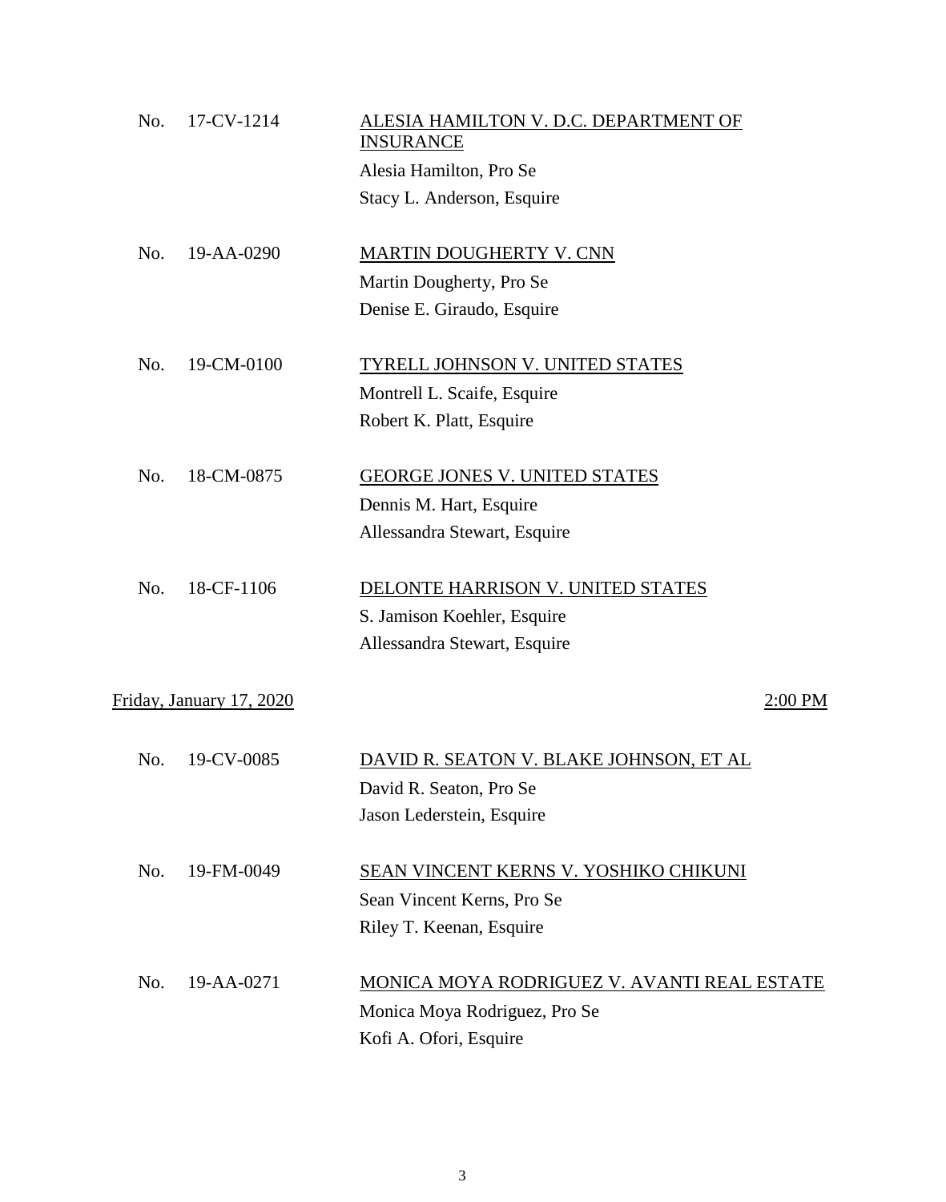No. 17-CV-1214 &nbsp;&nbsp;&nbsp; <u>ALESIA HAMILTON V. D.C. DEPARTMENT OF INSURANCE</u>
Alesia Hamilton, Pro Se
Stacy L. Anderson, Esquire

No. 19-AA-0290 &nbsp;&nbsp;&nbsp; <u>MARTIN DOUGHERTY V. CNN</u>
Martin Dougherty, Pro Se
Denise E. Giraudo, Esquire

No. 19-CM-0100 &nbsp;&nbsp;&nbsp; <u>TYRELL JOHNSON V. UNITED STATES</u>
Montrell L. Scaife, Esquire
Robert K. Platt, Esquire

No. 18-CM-0875 &nbsp;&nbsp;&nbsp; <u>GEORGE JONES V. UNITED STATES</u>
Dennis M. Hart, Esquire
Allessandra Stewart, Esquire

No. 18-CF-1106 &nbsp;&nbsp;&nbsp; <u>DELONTE HARRISON V. UNITED STATES</u>
S. Jamison Koehler, Esquire
Allessandra Stewart, Esquire

<u>Friday, January 17, 2020</u> &nbsp;&nbsp;&nbsp; <u>2:00 PM</u>

No. 19-CV-0085 &nbsp;&nbsp;&nbsp; <u>DAVID R. SEATON V. BLAKE JOHNSON, ET AL</u>
David R. Seaton, Pro Se
Jason Lederstein, Esquire

No. 19-FM-0049 &nbsp;&nbsp;&nbsp; <u>SEAN VINCENT KERNS V. YOSHIKO CHIKUNI</u>
Sean Vincent Kerns, Pro Se
Riley T. Keenan, Esquire

No. 19-AA-0271 &nbsp;&nbsp;&nbsp; <u>MONICA MOYA RODRIGUEZ V. AVANTI REAL ESTATE</u>
Monica Moya Rodriguez, Pro Se
Kofi A. Ofori, Esquire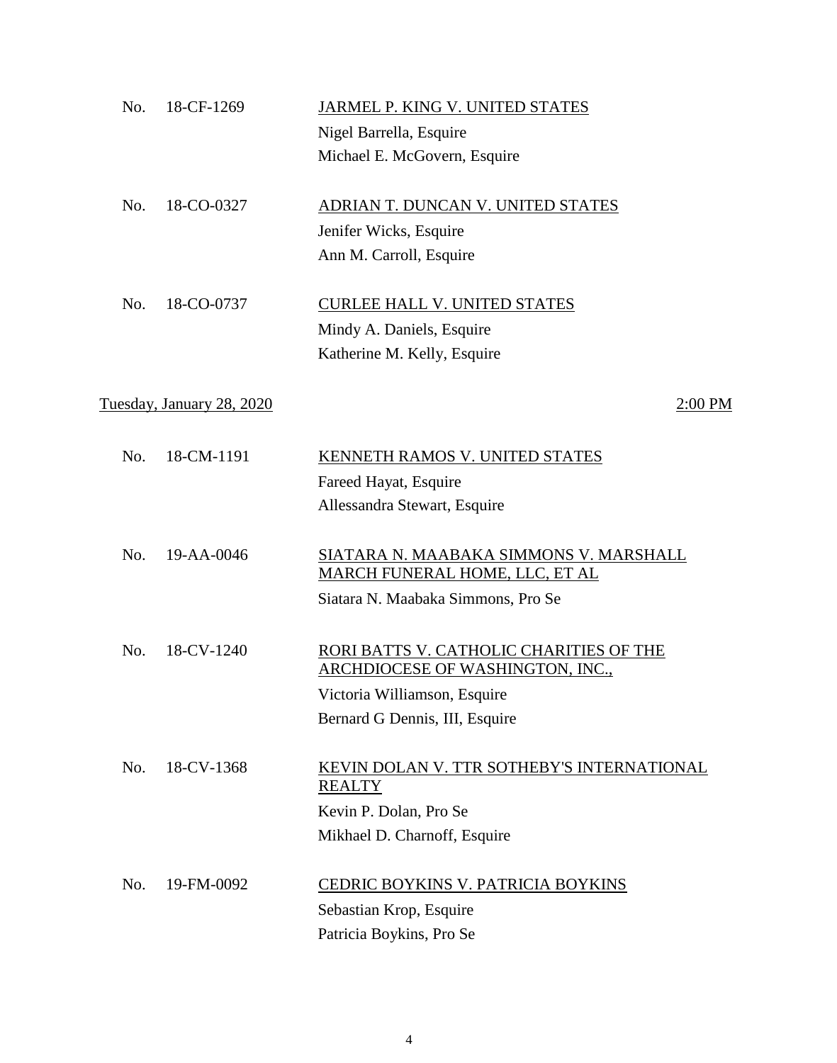No. 18-CF-1269 JARMEL P. KING V. UNITED STATES
Nigel Barrella, Esquire
Michael E. McGovern, Esquire

No. 18-CO-0327 ADRIAN T. DUNCAN V. UNITED STATES
Jenifer Wicks, Esquire
Ann M. Carroll, Esquire

No. 18-CO-0737 CURLEE HALL V. UNITED STATES
Mindy A. Daniels, Esquire
Katherine M. Kelly, Esquire

Tuesday, January 28, 2020 2:00 PM

No. 18-CM-1191 KENNETH RAMOS V. UNITED STATES
Fareed Hayat, Esquire
Allessandra Stewart, Esquire

No. 19-AA-0046 SIATARA N. MAABAKA SIMMONS V. MARSHALL MARCH FUNERAL HOME, LLC, ET AL
Siatara N. Maabaka Simmons, Pro Se

No. 18-CV-1240 RORI BATTS V. CATHOLIC CHARITIES OF THE ARCHDIOCESE OF WASHINGTON, INC.,
Victoria Williamson, Esquire
Bernard G Dennis, III, Esquire

No. 18-CV-1368 KEVIN DOLAN V. TTR SOTHEBY'S INTERNATIONAL REALTY
Kevin P. Dolan, Pro Se
Mikhael D. Charnoff, Esquire

No. 19-FM-0092 CEDRIC BOYKINS V. PATRICIA BOYKINS
Sebastian Krop, Esquire
Patricia Boykins, Pro Se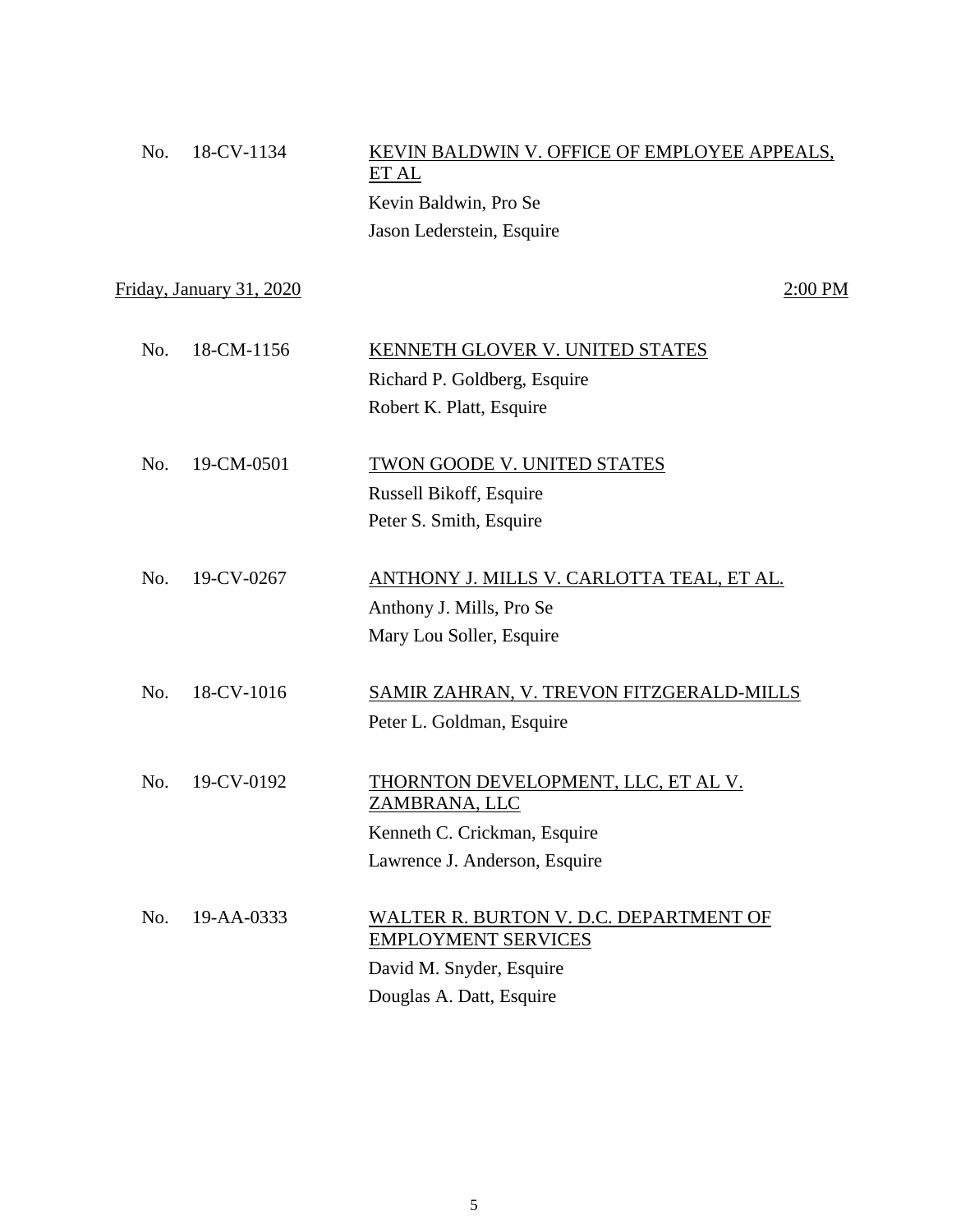No. 18-CV-1134 KEVIN BALDWIN V. OFFICE OF EMPLOYEE APPEALS, ET AL

Kevin Baldwin, Pro Se
Jason Lederstein, Esquire

Friday, January 31, 2020 2:00 PM

No. 18-CM-1156 KENNETH GLOVER V. UNITED STATES

Richard P. Goldberg, Esquire
Robert K. Platt, Esquire

No. 19-CM-0501 TWON GOODE V. UNITED STATES

Russell Bikoff, Esquire
Peter S. Smith, Esquire

No. 19-CV-0267 ANTHONY J. MILLS V. CARLOTTA TEAL, ET AL.

Anthony J. Mills, Pro Se
Mary Lou Soller, Esquire

No. 18-CV-1016 SAMIR ZAHRAN, V. TREVON FITZGERALD-MILLS

Peter L. Goldman, Esquire

No. 19-CV-0192 THORNTON DEVELOPMENT, LLC, ET AL V. ZAMBRANA, LLC

Kenneth C. Crickman, Esquire
Lawrence J. Anderson, Esquire

No. 19-AA-0333 WALTER R. BURTON V. D.C. DEPARTMENT OF EMPLOYMENT SERVICES

David M. Snyder, Esquire
Douglas A. Datt, Esquire